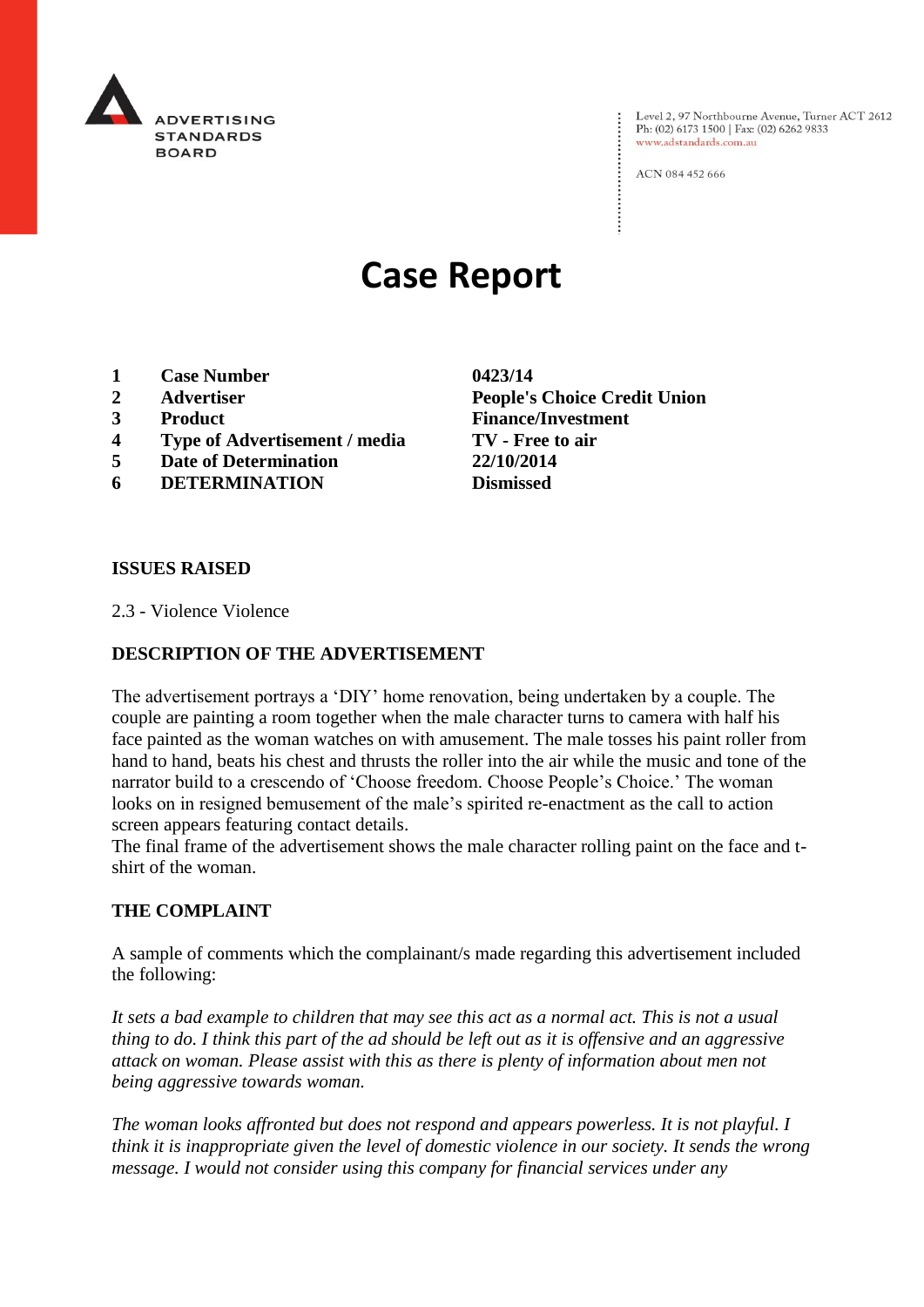ADVERTISING STANDARDS BOARD

Level 2, 97 Northbourne Avenue, Turner ACT 2612
Ph: (02) 6173 1500 | Fax: (02) 6262 9833
www.adstandards.com.au

ACN 084 452 666

# Case Report

| | | |
|---|---|---|
| **1** | **Case Number** | **0423/14** |
| **2** | **Advertiser** | **People's Choice Credit Union** |
| **3** | **Product** | **Finance/Investment** |
| **4** | **Type of Advertisement / media** | **TV - Free to air** |
| **5** | **Date of Determination** | **22/10/2014** |
| **6** | **DETERMINATION** | **Dismissed** |

**ISSUES RAISED**

2.3 - Violence Violence

**DESCRIPTION OF THE ADVERTISEMENT**

The advertisement portrays a 'DIY' home renovation, being undertaken by a couple. The couple are painting a room together when the male character turns to camera with half his face painted as the woman watches on with amusement. The male tosses his paint roller from hand to hand, beats his chest and thrusts the roller into the air while the music and tone of the narrator build to a crescendo of 'Choose freedom. Choose People's Choice.' The woman looks on in resigned bemusement of the male's spirited re-enactment as the call to action screen appears featuring contact details.
The final frame of the advertisement shows the male character rolling paint on the face and t-shirt of the woman.

**THE COMPLAINT**

A sample of comments which the complainant/s made regarding this advertisement included the following:

*It sets a bad example to children that may see this act as a normal act. This is not a usual thing to do. I think this part of the ad should be left out as it is offensive and an aggressive attack on woman. Please assist with this as there is plenty of information about men not being aggressive towards woman.*

*The woman looks affronted but does not respond and appears powerless. It is not playful. I think it is inappropriate given the level of domestic violence in our society. It sends the wrong message. I would not consider using this company for financial services under any*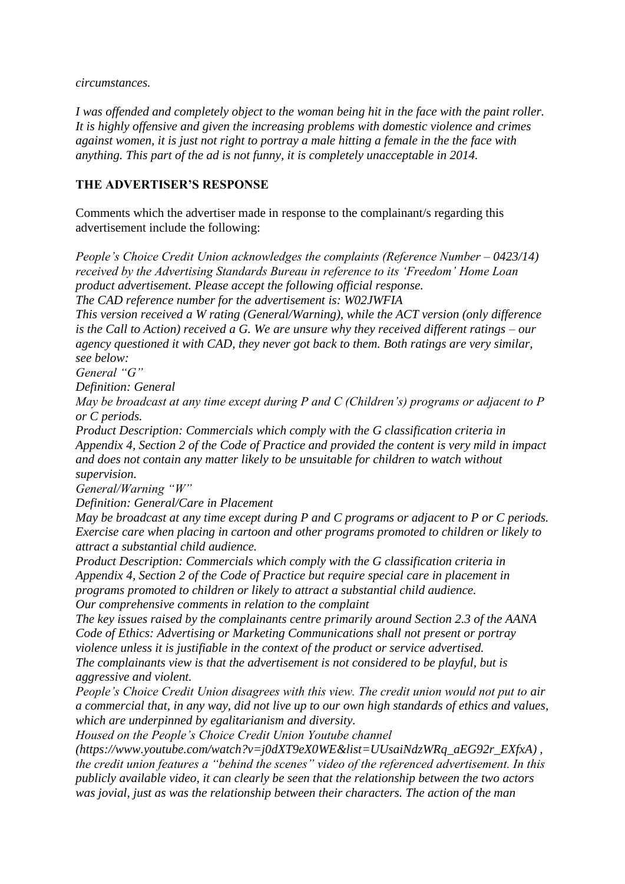*circumstances.*

*I was offended and completely object to the woman being hit in the face with the paint roller. It is highly offensive and given the increasing problems with domestic violence and crimes against women, it is just not right to portray a male hitting a female in the the face with anything. This part of the ad is not funny, it is completely unacceptable in 2014.*

**THE ADVERTISER'S RESPONSE**

Comments which the advertiser made in response to the complainant/s regarding this advertisement include the following:

*People's Choice Credit Union acknowledges the complaints (Reference Number – 0423/14) received by the Advertising Standards Bureau in reference to its 'Freedom' Home Loan product advertisement. Please accept the following official response.*
*The CAD reference number for the advertisement is: W02JWFIA*
*This version received a W rating (General/Warning), while the ACT version (only difference is the Call to Action) received a G. We are unsure why they received different ratings – our agency questioned it with CAD, they never got back to them. Both ratings are very similar, see below:*
*General "G"*
*Definition: General*
*May be broadcast at any time except during P and C (Children's) programs or adjacent to P or C periods.*
*Product Description: Commercials which comply with the G classification criteria in Appendix 4, Section 2 of the Code of Practice and provided the content is very mild in impact and does not contain any matter likely to be unsuitable for children to watch without supervision.*
*General/Warning "W"*
*Definition: General/Care in Placement*
*May be broadcast at any time except during P and C programs or adjacent to P or C periods. Exercise care when placing in cartoon and other programs promoted to children or likely to attract a substantial child audience.*
*Product Description: Commercials which comply with the G classification criteria in Appendix 4, Section 2 of the Code of Practice but require special care in placement in programs promoted to children or likely to attract a substantial child audience.*
*Our comprehensive comments in relation to the complaint*
*The key issues raised by the complainants centre primarily around Section 2.3 of the AANA Code of Ethics: Advertising or Marketing Communications shall not present or portray violence unless it is justifiable in the context of the product or service advertised.*
*The complainants view is that the advertisement is not considered to be playful, but is aggressive and violent.*
*People's Choice Credit Union disagrees with this view. The credit union would not put to air a commercial that, in any way, did not live up to our own high standards of ethics and values, which are underpinned by egalitarianism and diversity.*
*Housed on the People's Choice Credit Union Youtube channel (https://www.youtube.com/watch?v=j0dXT9eX0WE&list=UUsaiNdzWRq_aEG92r_EXfxA) , the credit union features a "behind the scenes" video of the referenced advertisement. In this publicly available video, it can clearly be seen that the relationship between the two actors was jovial, just as was the relationship between their characters. The action of the man*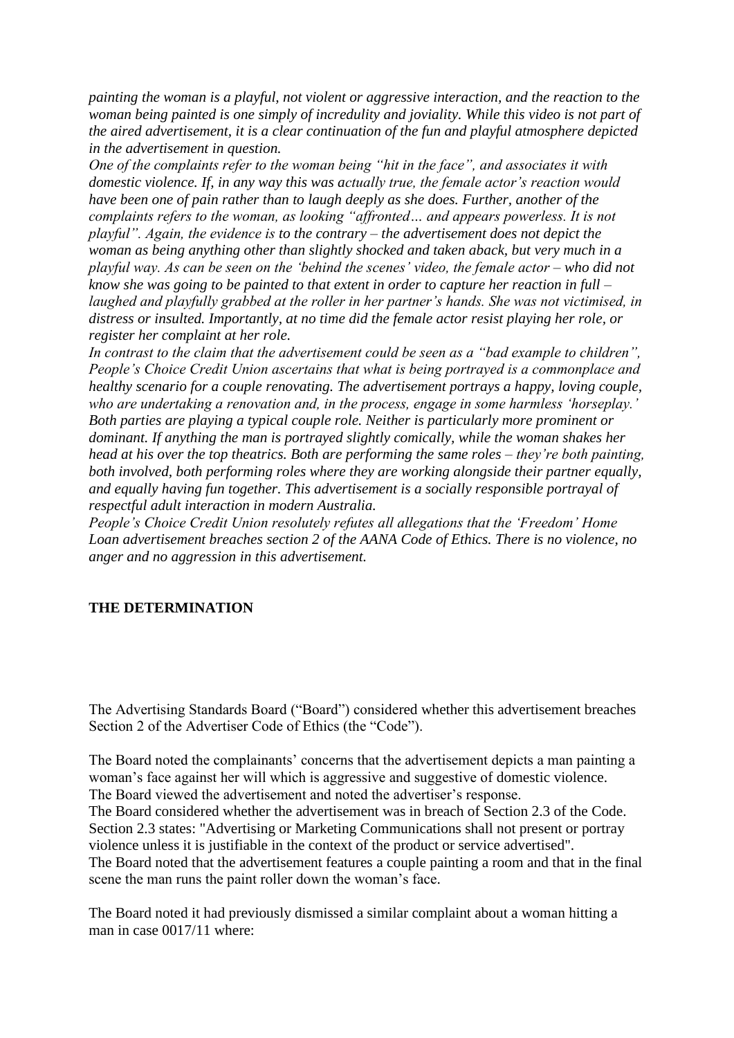*painting the woman is a playful, not violent or aggressive interaction, and the reaction to the woman being painted is one simply of incredulity and joviality. While this video is not part of the aired advertisement, it is a clear continuation of the fun and playful atmosphere depicted in the advertisement in question.*

*One of the complaints refer to the woman being "hit in the face", and associates it with domestic violence. If, in any way this was actually true, the female actor's reaction would have been one of pain rather than to laugh deeply as she does. Further, another of the complaints refers to the woman, as looking "affronted… and appears powerless. It is not playful". Again, the evidence is to the contrary – the advertisement does not depict the woman as being anything other than slightly shocked and taken aback, but very much in a playful way. As can be seen on the 'behind the scenes' video, the female actor – who did not know she was going to be painted to that extent in order to capture her reaction in full – laughed and playfully grabbed at the roller in her partner's hands. She was not victimised, in distress or insulted. Importantly, at no time did the female actor resist playing her role, or register her complaint at her role.*

*In contrast to the claim that the advertisement could be seen as a "bad example to children", People's Choice Credit Union ascertains that what is being portrayed is a commonplace and healthy scenario for a couple renovating. The advertisement portrays a happy, loving couple, who are undertaking a renovation and, in the process, engage in some harmless 'horseplay.' Both parties are playing a typical couple role. Neither is particularly more prominent or dominant. If anything the man is portrayed slightly comically, while the woman shakes her head at his over the top theatrics. Both are performing the same roles – they're both painting, both involved, both performing roles where they are working alongside their partner equally, and equally having fun together. This advertisement is a socially responsible portrayal of respectful adult interaction in modern Australia.*

*People's Choice Credit Union resolutely refutes all allegations that the 'Freedom' Home Loan advertisement breaches section 2 of the AANA Code of Ethics. There is no violence, no anger and no aggression in this advertisement.*

**THE DETERMINATION**

The Advertising Standards Board ("Board") considered whether this advertisement breaches Section 2 of the Advertiser Code of Ethics (the "Code").

The Board noted the complainants' concerns that the advertisement depicts a man painting a woman's face against her will which is aggressive and suggestive of domestic violence.

The Board viewed the advertisement and noted the advertiser's response.

The Board considered whether the advertisement was in breach of Section 2.3 of the Code. Section 2.3 states: "Advertising or Marketing Communications shall not present or portray violence unless it is justifiable in the context of the product or service advertised".

The Board noted that the advertisement features a couple painting a room and that in the final scene the man runs the paint roller down the woman's face.

The Board noted it had previously dismissed a similar complaint about a woman hitting a man in case 0017/11 where: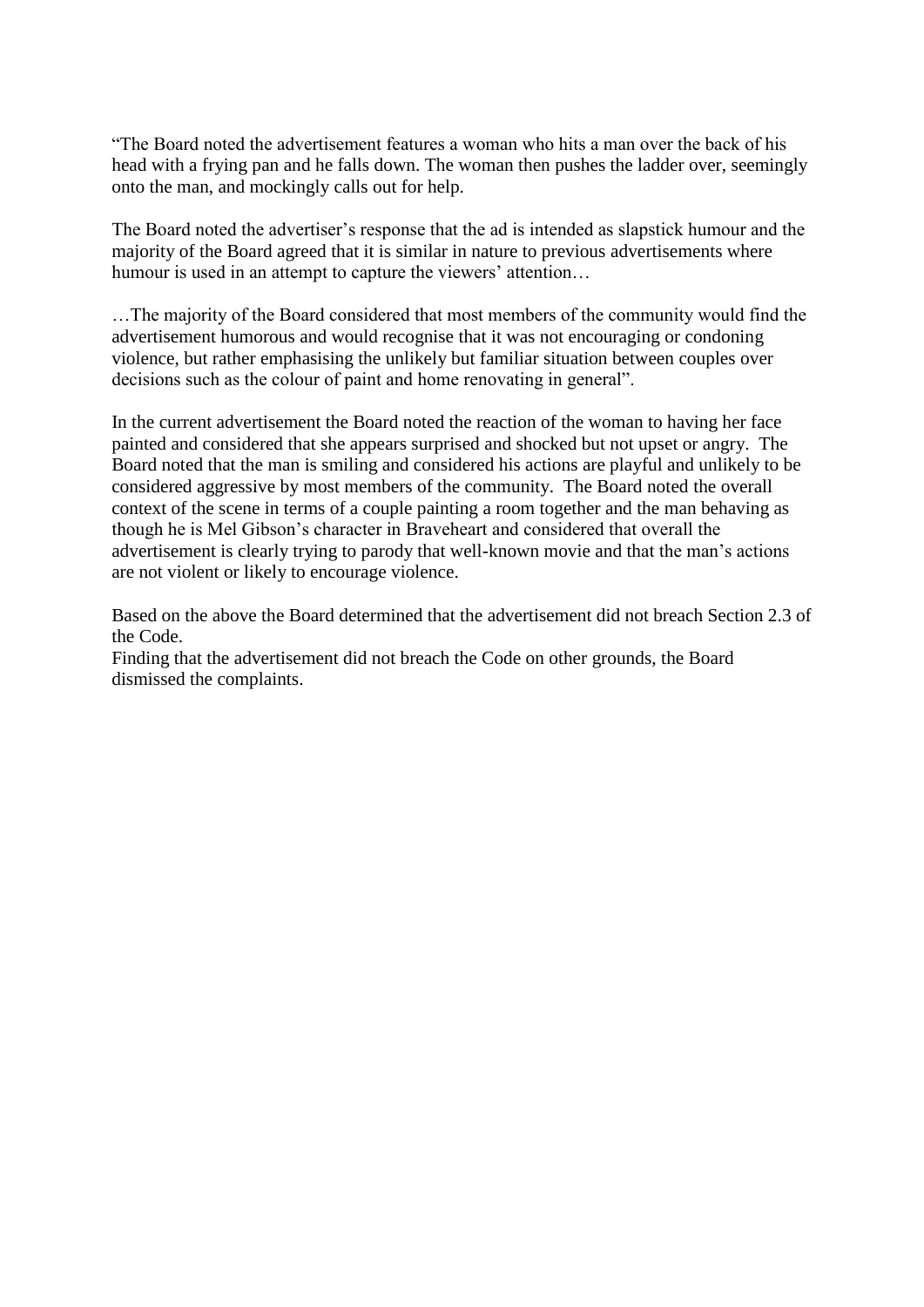"The Board noted the advertisement features a woman who hits a man over the back of his head with a frying pan and he falls down. The woman then pushes the ladder over, seemingly onto the man, and mockingly calls out for help.

The Board noted the advertiser's response that the ad is intended as slapstick humour and the majority of the Board agreed that it is similar in nature to previous advertisements where humour is used in an attempt to capture the viewers' attention…

…The majority of the Board considered that most members of the community would find the advertisement humorous and would recognise that it was not encouraging or condoning violence, but rather emphasising the unlikely but familiar situation between couples over decisions such as the colour of paint and home renovating in general".

In the current advertisement the Board noted the reaction of the woman to having her face painted and considered that she appears surprised and shocked but not upset or angry. The Board noted that the man is smiling and considered his actions are playful and unlikely to be considered aggressive by most members of the community. The Board noted the overall context of the scene in terms of a couple painting a room together and the man behaving as though he is Mel Gibson's character in Braveheart and considered that overall the advertisement is clearly trying to parody that well-known movie and that the man's actions are not violent or likely to encourage violence.

Based on the above the Board determined that the advertisement did not breach Section 2.3 of the Code.
Finding that the advertisement did not breach the Code on other grounds, the Board dismissed the complaints.